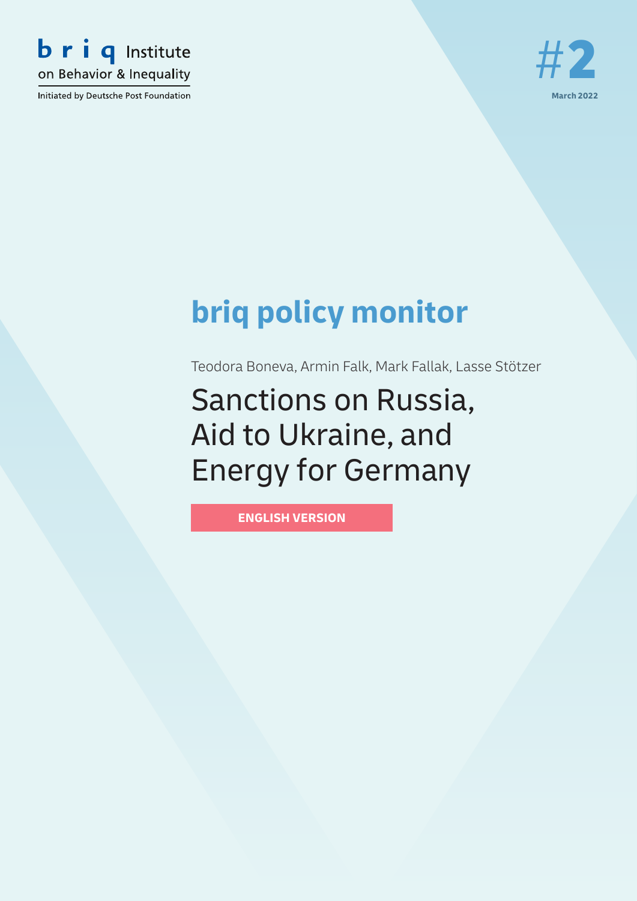briq Institute on Behavior & Inequality

Initiated by Deutsche Post Foundation

#2

March 2022

# briq policy monitor

Teodora Boneva, Armin Falk, Mark Fallak, Lasse Stötzer

## Sanctions on Russia, Aid to Ukraine, and Energy for Germany

**ENGLISH VERSION**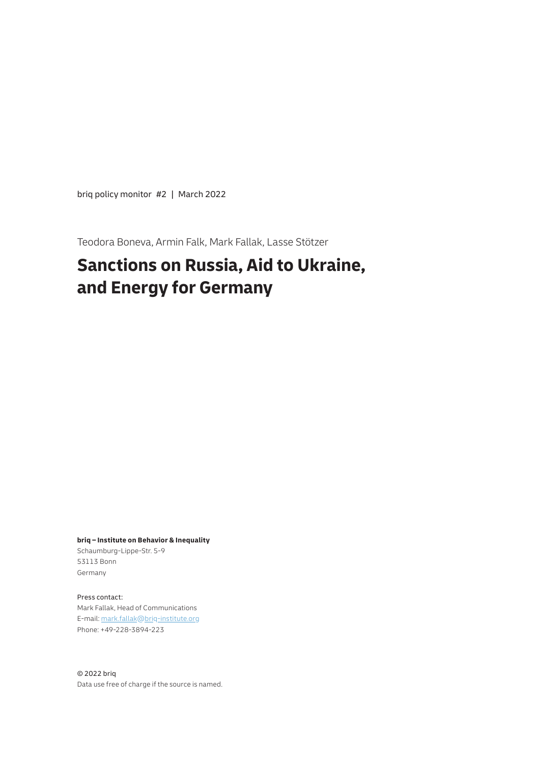briq policy monitor #2 | March 2022

Teodora Boneva, Armin Falk, Mark Fallak, Lasse Stötzer

# Sanctions on Russia, Aid to Ukraine, and Energy for Germany

**briq – Institute on Behavior & Inequality**
Schaumburg-Lippe-Str. 5-9
53113 Bonn
Germany

Press contact:
Mark Fallak, Head of Communications
E-mail: mark.fallak@briq-institute.org
Phone: +49-228-3894-223

© 2022 briq
Data use free of charge if the source is named.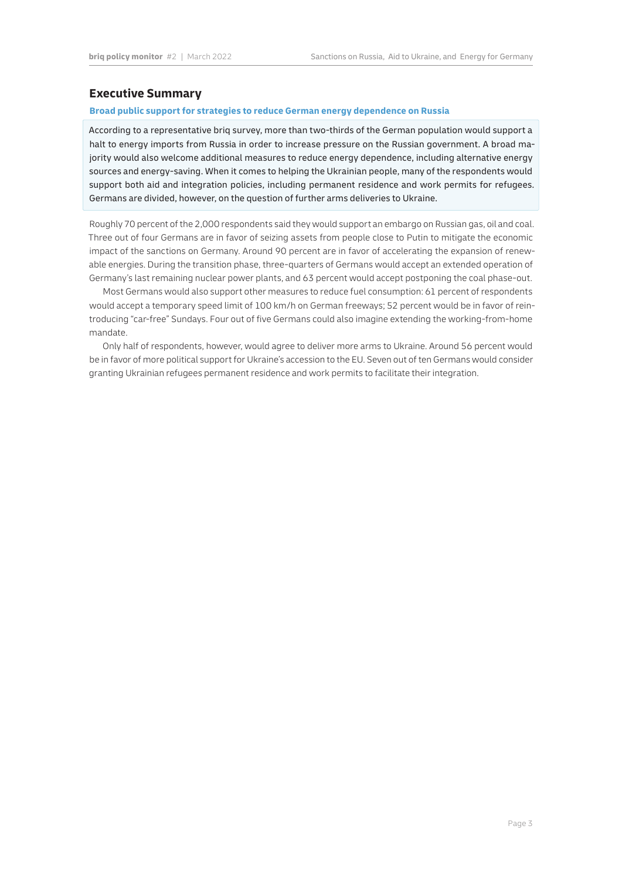## Executive Summary

**Broad public support for strategies to reduce German energy dependence on Russia**

According to a representative briq survey, more than two-thirds of the German population would support a halt to energy imports from Russia in order to increase pressure on the Russian government. A broad majority would also welcome additional measures to reduce energy dependence, including alternative energy sources and energy-saving. When it comes to helping the Ukrainian people, many of the respondents would support both aid and integration policies, including permanent residence and work permits for refugees. Germans are divided, however, on the question of further arms deliveries to Ukraine.

Roughly 70 percent of the 2,000 respondents said they would support an embargo on Russian gas, oil and coal. Three out of four Germans are in favor of seizing assets from people close to Putin to mitigate the economic impact of the sanctions on Germany. Around 90 percent are in favor of accelerating the expansion of renewable energies. During the transition phase, three-quarters of Germans would accept an extended operation of Germany's last remaining nuclear power plants, and 63 percent would accept postponing the coal phase-out.

Most Germans would also support other measures to reduce fuel consumption: 61 percent of respondents would accept a temporary speed limit of 100 km/h on German freeways; 52 percent would be in favor of reintroducing "car-free" Sundays. Four out of five Germans could also imagine extending the working-from-home mandate.

Only half of respondents, however, would agree to deliver more arms to Ukraine. Around 56 percent would be in favor of more political support for Ukraine's accession to the EU. Seven out of ten Germans would consider granting Ukrainian refugees permanent residence and work permits to facilitate their integration.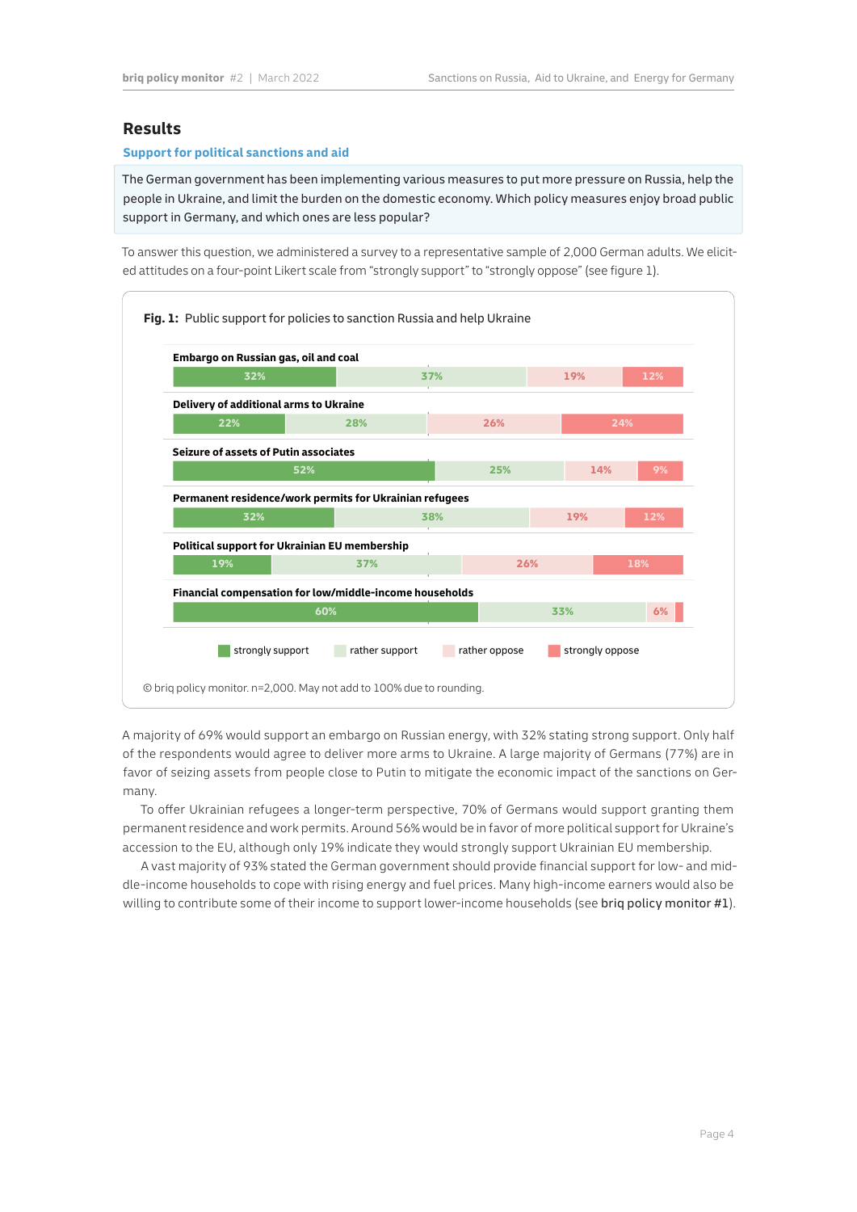## Results

### Support for political sanctions and aid

The German government has been implementing various measures to put more pressure on Russia, help the people in Ukraine, and limit the burden on the domestic economy. Which policy measures enjoy broad public support in Germany, and which ones are less popular?

To answer this question, we administered a survey to a representative sample of 2,000 German adults. We elicited attitudes on a four-point Likert scale from "strongly support" to "strongly oppose" (see figure 1).

**Fig. 1:** Public support for policies to sanction Russia and help Ukraine

| | strongly support | rather support | rather oppose | strongly oppose |
|---|---|---|---|---|
| Embargo on Russian gas, oil and coal | 32% | 37% | 19% | 12% |
| Delivery of additional arms to Ukraine | 22% | 28% | 26% | 24% |
| Seizure of assets of Putin associates | 52% | 25% | 14% | 9% |
| Permanent residence/work permits for Ukrainian refugees | 32% | 38% | 19% | 12% |
| Political support for Ukrainian EU membership | 19% | 37% | 26% | 18% |
| Financial compensation for low/middle-income households | 60% | 33% | 6% | |

© briq policy monitor. n=2,000. May not add to 100% due to rounding.

A majority of 69% would support an embargo on Russian energy, with 32% stating strong support. Only half of the respondents would agree to deliver more arms to Ukraine. A large majority of Germans (77%) are in favor of seizing assets from people close to Putin to mitigate the economic impact of the sanctions on Germany.

To offer Ukrainian refugees a longer-term perspective, 70% of Germans would support granting them permanent residence and work permits. Around 56% would be in favor of more political support for Ukraine's accession to the EU, although only 19% indicate they would strongly support Ukrainian EU membership.

A vast majority of 93% stated the German government should provide financial support for low- and middle-income households to cope with rising energy and fuel prices. Many high-income earners would also be willing to contribute some of their income to support lower-income households (see briq policy monitor #1).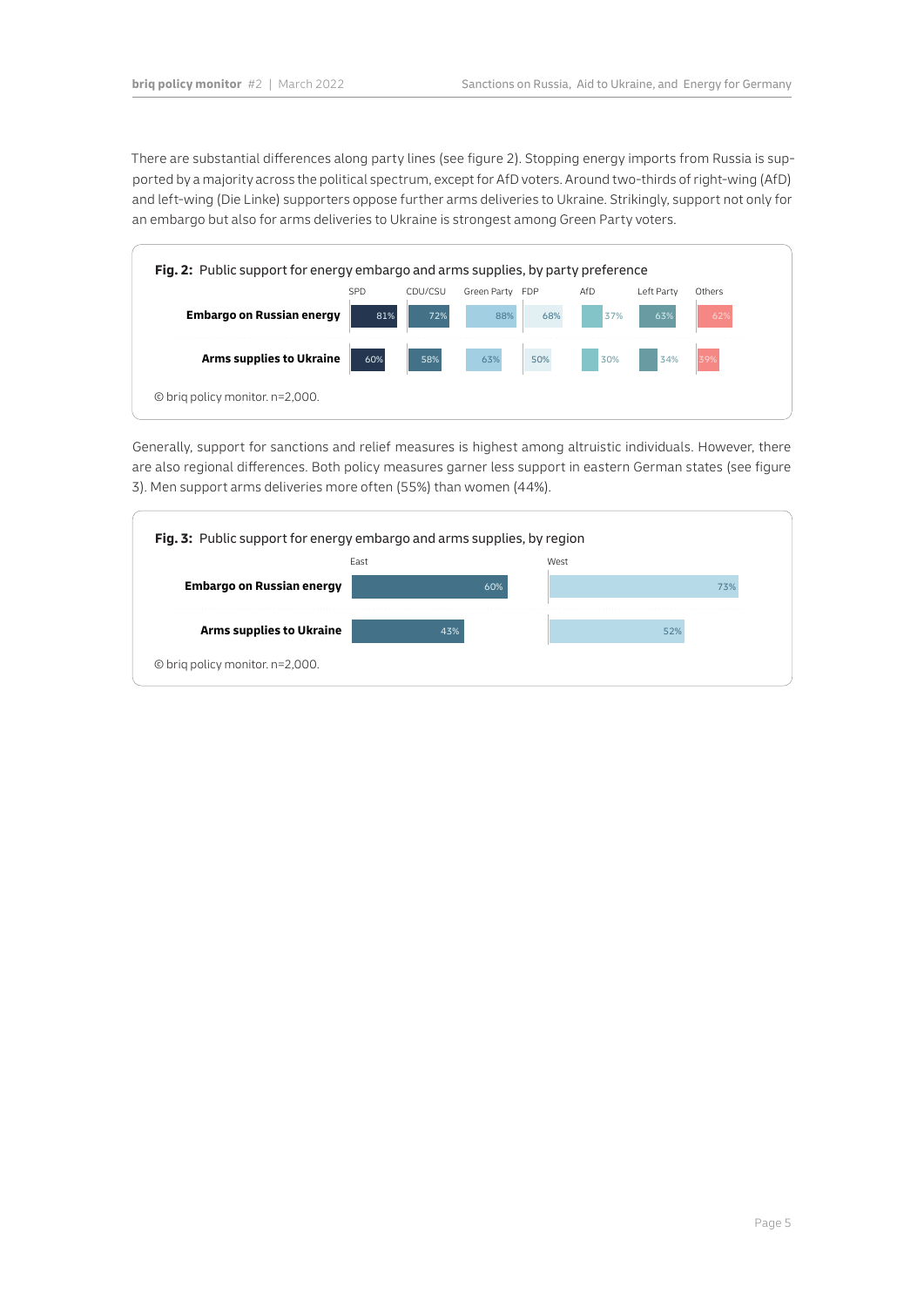There are substantial differences along party lines (see figure 2). Stopping energy imports from Russia is supported by a majority across the political spectrum, except for AfD voters. Around two-thirds of right-wing (AfD) and left-wing (Die Linke) supporters oppose further arms deliveries to Ukraine. Strikingly, support not only for an embargo but also for arms deliveries to Ukraine is strongest among Green Party voters.

**Fig. 2:** Public support for energy embargo and arms supplies, by party preference

| | SPD | CDU/CSU | Green Party | FDP | AfD | Left Party | Others |
|---|---|---|---|---|---|---|---|
| **Embargo on Russian energy** | 81% | 72% | 88% | 68% | 37% | 63% | 62% |
| **Arms supplies to Ukraine** | 60% | 58% | 63% | 50% | 30% | 34% | 39% |

© briq policy monitor. n=2,000.

Generally, support for sanctions and relief measures is highest among altruistic individuals. However, there are also regional differences. Both policy measures garner less support in eastern German states (see figure 3). Men support arms deliveries more often (55%) than women (44%).

**Fig. 3:** Public support for energy embargo and arms supplies, by region

| | East | West |
|---|---|---|
| **Embargo on Russian energy** | 60% | 73% |
| **Arms supplies to Ukraine** | 43% | 52% |

© briq policy monitor. n=2,000.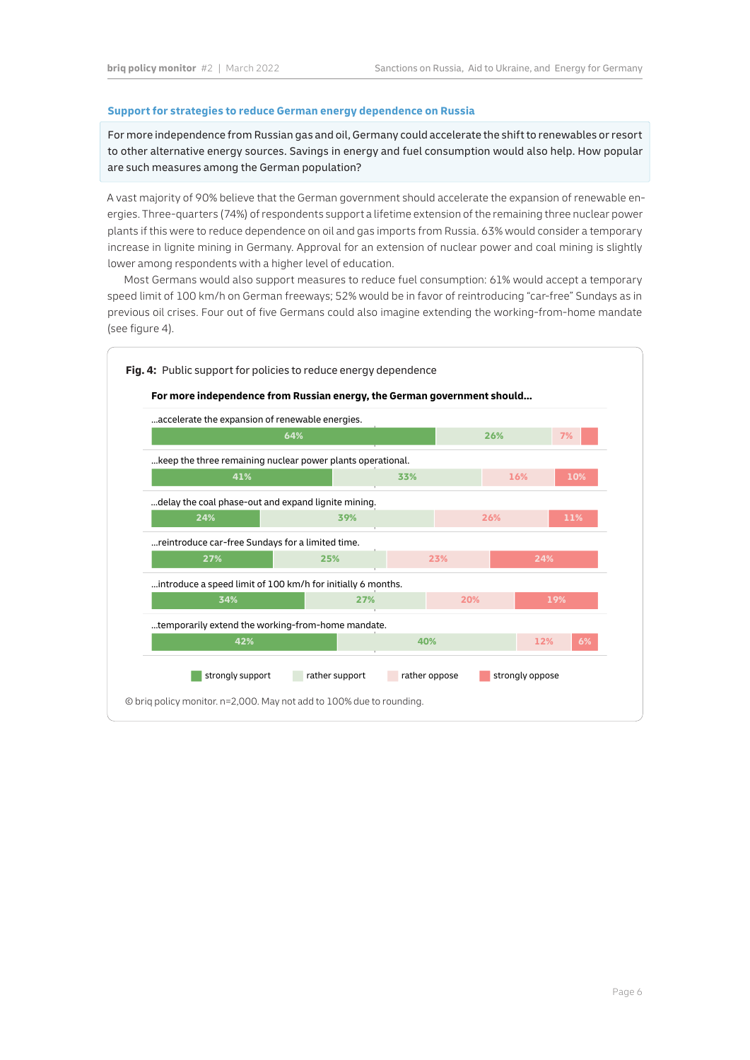### Support for strategies to reduce German energy dependence on Russia

For more independence from Russian gas and oil, Germany could accelerate the shift to renewables or resort to other alternative energy sources. Savings in energy and fuel consumption would also help. How popular are such measures among the German population?

A vast majority of 90% believe that the German government should accelerate the expansion of renewable energies. Three-quarters (74%) of respondents support a lifetime extension of the remaining three nuclear power plants if this were to reduce dependence on oil and gas imports from Russia. 63% would consider a temporary increase in lignite mining in Germany. Approval for an extension of nuclear power and coal mining is slightly lower among respondents with a higher level of education.

Most Germans would also support measures to reduce fuel consumption: 61% would accept a temporary speed limit of 100 km/h on German freeways; 52% would be in favor of reintroducing "car-free" Sundays as in previous oil crises. Four out of five Germans could also imagine extending the working-from-home mandate (see figure 4).

**Fig. 4:** Public support for policies to reduce energy dependence

**For more independence from Russian energy, the German government should...**

| | strongly support | rather support | rather oppose | strongly oppose |
|---|---|---|---|---|
| ...accelerate the expansion of renewable energies. | 64% | 26% | 7% | |
| ...keep the three remaining nuclear power plants operational. | 41% | 33% | 16% | 10% |
| ...delay the coal phase-out and expand lignite mining. | 24% | 39% | 26% | 11% |
| ...reintroduce car-free Sundays for a limited time. | 27% | 25% | 23% | 24% |
| ...introduce a speed limit of 100 km/h for initially 6 months. | 34% | 27% | 20% | 19% |
| ...temporarily extend the working-from-home mandate. | 42% | 40% | 12% | 6% |

© briq policy monitor. n=2,000. May not add to 100% due to rounding.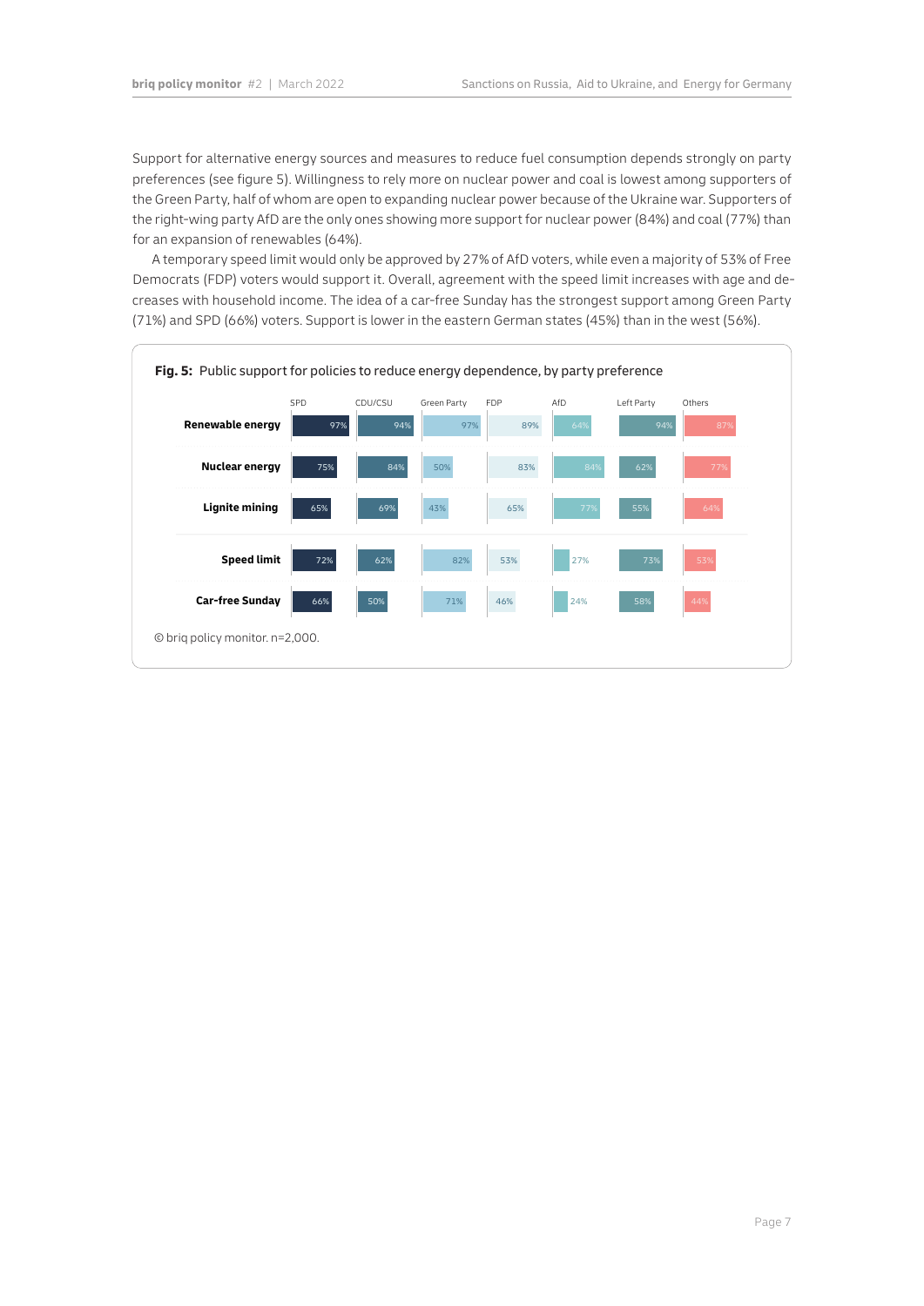Support for alternative energy sources and measures to reduce fuel consumption depends strongly on party preferences (see figure 5). Willingness to rely more on nuclear power and coal is lowest among supporters of the Green Party, half of whom are open to expanding nuclear power because of the Ukraine war. Supporters of the right-wing party AfD are the only ones showing more support for nuclear power (84%) and coal (77%) than for an expansion of renewables (64%).

A temporary speed limit would only be approved by 27% of AfD voters, while even a majority of 53% of Free Democrats (FDP) voters would support it. Overall, agreement with the speed limit increases with age and decreases with household income. The idea of a car-free Sunday has the strongest support among Green Party (71%) and SPD (66%) voters. Support is lower in the eastern German states (45%) than in the west (56%).

**Fig. 5:** Public support for policies to reduce energy dependence, by party preference

| | SPD | CDU/CSU | Green Party | FDP | AfD | Left Party | Others |
|---|---|---|---|---|---|---|---|
| **Renewable energy** | 97% | 94% | 97% | 89% | 64% | 94% | 87% |
| **Nuclear energy** | 75% | 84% | 50% | 83% | 84% | 62% | 77% |
| **Lignite mining** | 65% | 69% | 43% | 65% | 77% | 55% | 64% |
| **Speed limit** | 72% | 62% | 82% | 53% | 27% | 73% | 53% |
| **Car-free Sunday** | 66% | 50% | 71% | 46% | 24% | 58% | 44% |

© briq policy monitor. n=2,000.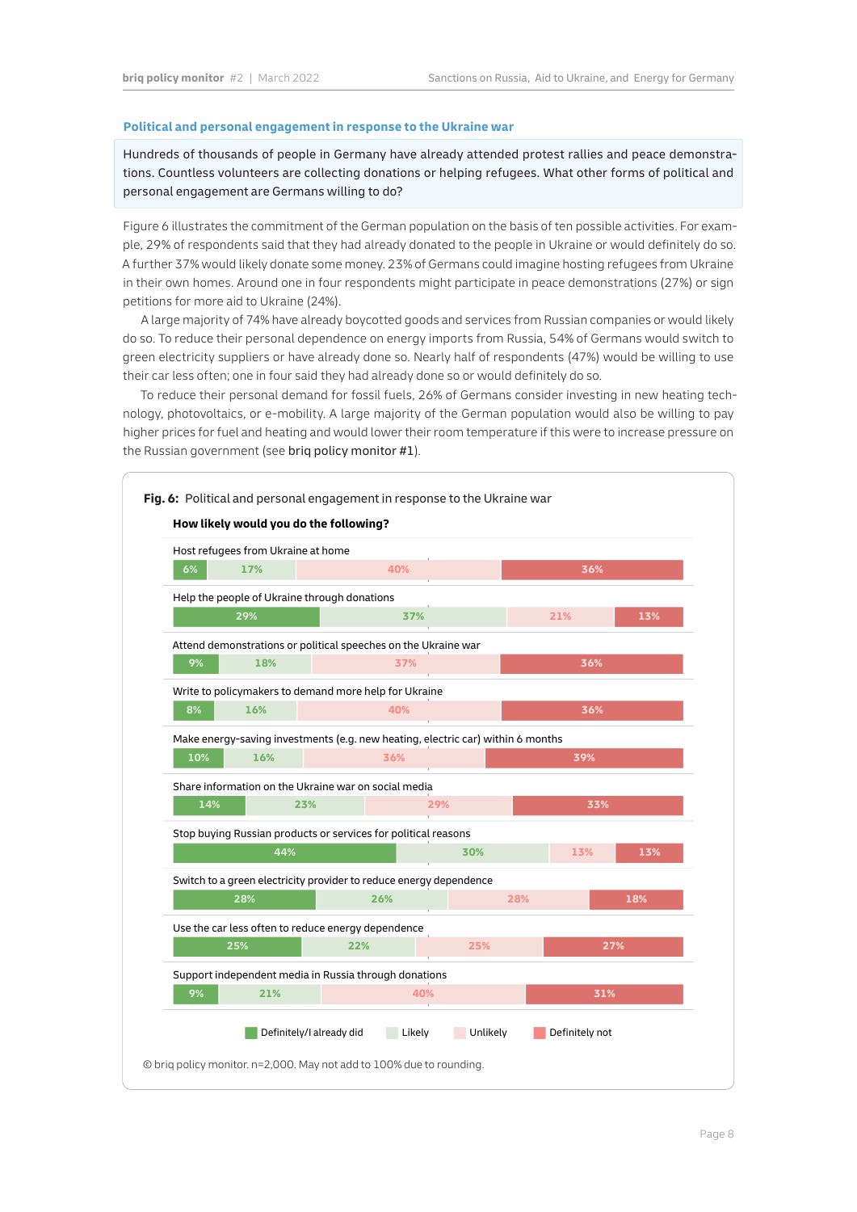### Political and personal engagement in response to the Ukraine war

Hundreds of thousands of people in Germany have already attended protest rallies and peace demonstrations. Countless volunteers are collecting donations or helping refugees. What other forms of political and personal engagement are Germans willing to do?

Figure 6 illustrates the commitment of the German population on the basis of ten possible activities. For example, 29% of respondents said that they had already donated to the people in Ukraine or would definitely do so. A further 37% would likely donate some money. 23% of Germans could imagine hosting refugees from Ukraine in their own homes. Around one in four respondents might participate in peace demonstrations (27%) or sign petitions for more aid to Ukraine (24%).

A large majority of 74% have already boycotted goods and services from Russian companies or would likely do so. To reduce their personal dependence on energy imports from Russia, 54% of Germans would switch to green electricity suppliers or have already done so. Nearly half of respondents (47%) would be willing to use their car less often; one in four said they had already done so or would definitely do so.

To reduce their personal demand for fossil fuels, 26% of Germans consider investing in new heating technology, photovoltaics, or e-mobility. A large majority of the German population would also be willing to pay higher prices for fuel and heating and would lower their room temperature if this were to increase pressure on the Russian government (see **briq policy monitor #1**).

**Fig. 6:** Political and personal engagement in response to the Ukraine war

**How likely would you do the following?**

| Activity | Definitely/I already did | Likely | Unlikely | Definitely not |
|---|---|---|---|---|
| Host refugees from Ukraine at home | 6% | 17% | 40% | 36% |
| Help the people of Ukraine through donations | 29% | 37% | 21% | 13% |
| Attend demonstrations or political speeches on the Ukraine war | 9% | 18% | 37% | 36% |
| Write to policymakers to demand more help for Ukraine | 8% | 16% | 40% | 36% |
| Make energy-saving investments (e.g. new heating, electric car) within 6 months | 10% | 16% | 36% | 39% |
| Share information on the Ukraine war on social media | 14% | 23% | 29% | 33% |
| Stop buying Russian products or services for political reasons | 44% | 30% | 13% | 13% |
| Switch to a green electricity provider to reduce energy dependence | 28% | 26% | 28% | 18% |
| Use the car less often to reduce energy dependence | 25% | 22% | 25% | 27% |
| Support independent media in Russia through donations | 9% | 21% | 40% | 31% |

© briq policy monitor. n=2,000. May not add to 100% due to rounding.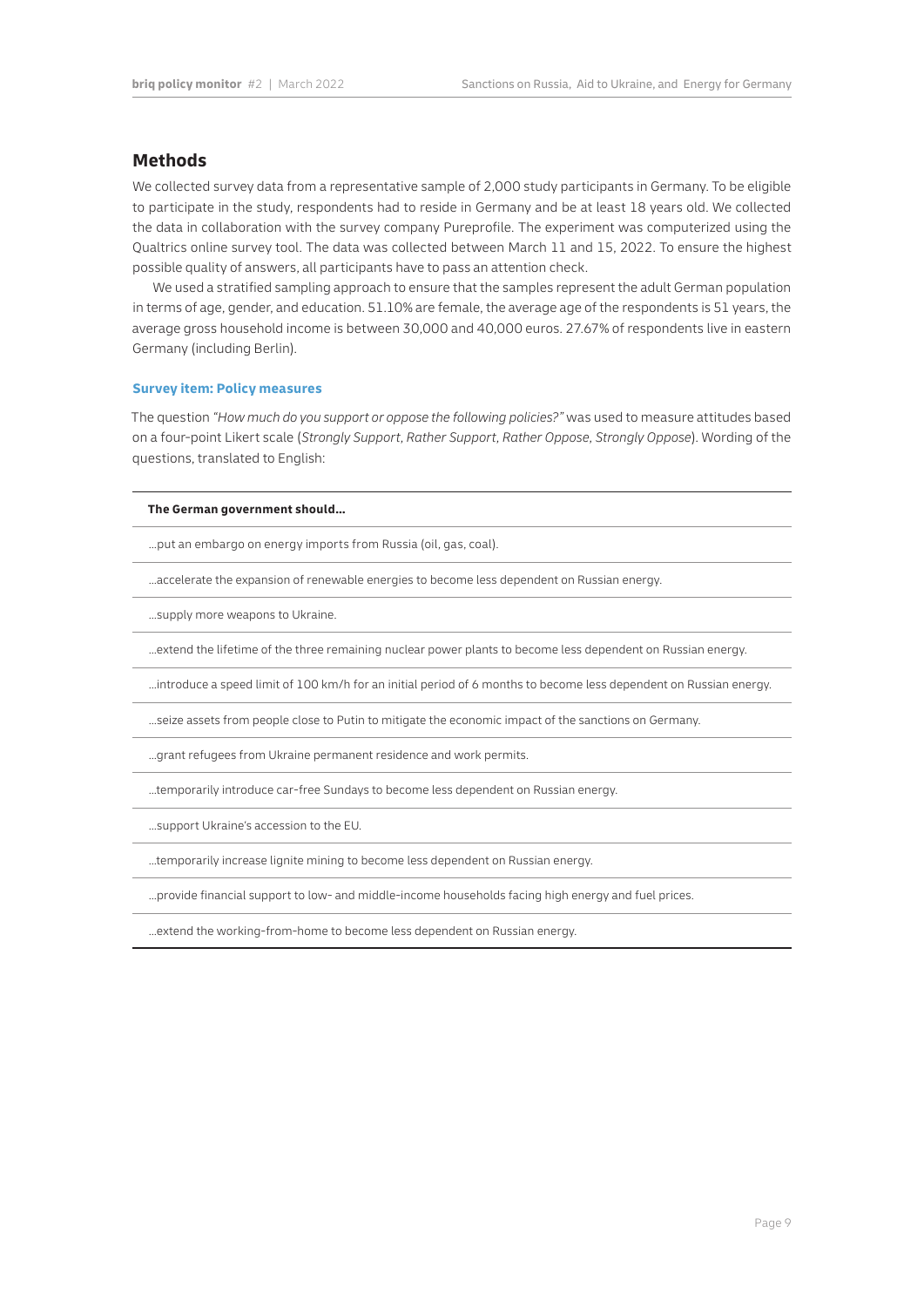## Methods

We collected survey data from a representative sample of 2,000 study participants in Germany. To be eligible to participate in the study, respondents had to reside in Germany and be at least 18 years old. We collected the data in collaboration with the survey company Pureprofile. The experiment was computerized using the Qualtrics online survey tool. The data was collected between March 11 and 15, 2022. To ensure the highest possible quality of answers, all participants have to pass an attention check.

We used a stratified sampling approach to ensure that the samples represent the adult German population in terms of age, gender, and education. 51.10% are female, the average age of the respondents is 51 years, the average gross household income is between 30,000 and 40,000 euros. 27.67% of respondents live in eastern Germany (including Berlin).

### Survey item: Policy measures

The question *"How much do you support or oppose the following policies?"* was used to measure attitudes based on a four-point Likert scale (*Strongly Support*, *Rather Support*, *Rather Oppose*, *Strongly Oppose*). Wording of the questions, translated to English:

| **The German government should...** |
|---|
| ...put an embargo on energy imports from Russia (oil, gas, coal). |
| ...accelerate the expansion of renewable energies to become less dependent on Russian energy. |
| ...supply more weapons to Ukraine. |
| ...extend the lifetime of the three remaining nuclear power plants to become less dependent on Russian energy. |
| ...introduce a speed limit of 100 km/h for an initial period of 6 months to become less dependent on Russian energy. |
| ...seize assets from people close to Putin to mitigate the economic impact of the sanctions on Germany. |
| ...grant refugees from Ukraine permanent residence and work permits. |
| ...temporarily introduce car-free Sundays to become less dependent on Russian energy. |
| ...support Ukraine's accession to the EU. |
| ...temporarily increase lignite mining to become less dependent on Russian energy. |
| ...provide financial support to low- and middle-income households facing high energy and fuel prices. |
| ...extend the working-from-home to become less dependent on Russian energy. |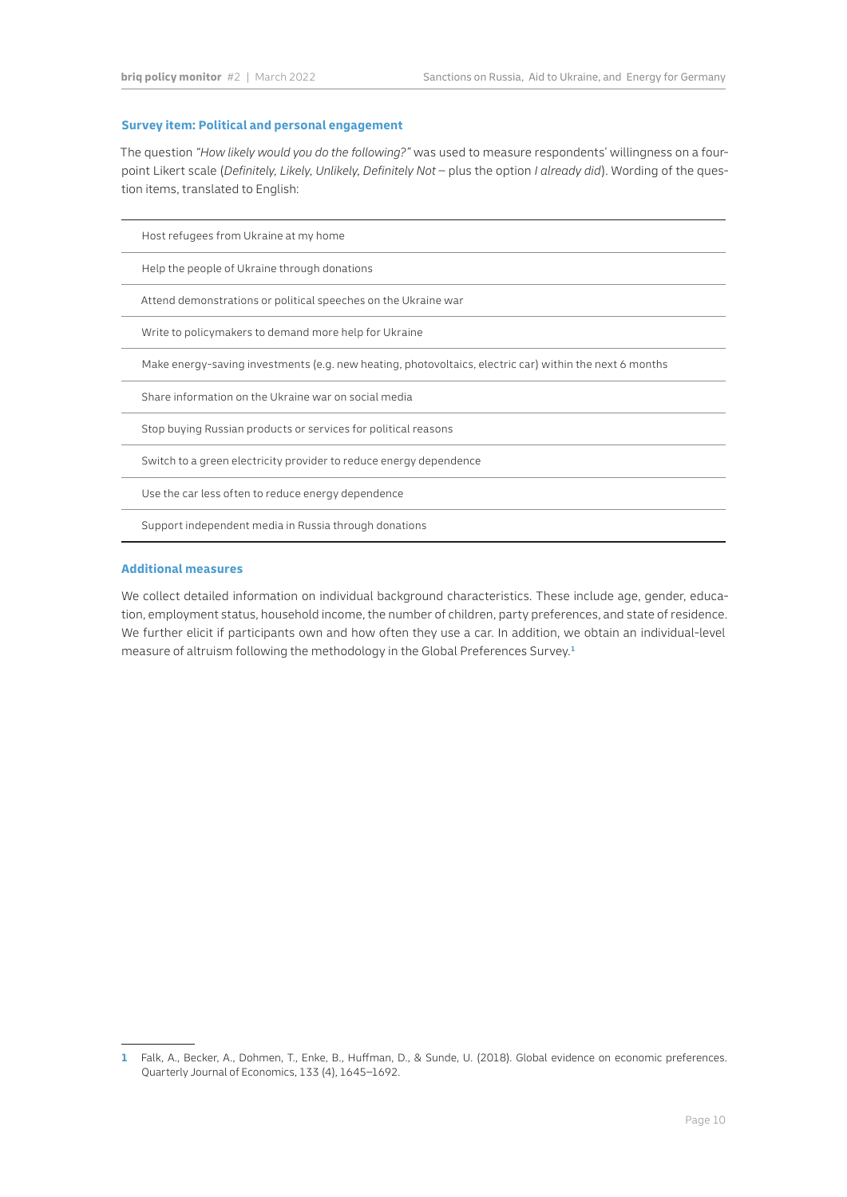### Survey item: Political and personal engagement

The question *"How likely would you do the following?"* was used to measure respondents' willingness on a four-point Likert scale (*Definitely, Likely, Unlikely, Definitely Not* – plus the option *I already did*). Wording of the question items, translated to English:

| |
|---|
| Host refugees from Ukraine at my home |
| Help the people of Ukraine through donations |
| Attend demonstrations or political speeches on the Ukraine war |
| Write to policymakers to demand more help for Ukraine |
| Make energy-saving investments (e.g. new heating, photovoltaics, electric car) within the next 6 months |
| Share information on the Ukraine war on social media |
| Stop buying Russian products or services for political reasons |
| Switch to a green electricity provider to reduce energy dependence |
| Use the car less often to reduce energy dependence |
| Support independent media in Russia through donations |

### Additional measures

We collect detailed information on individual background characteristics. These include age, gender, education, employment status, household income, the number of children, party preferences, and state of residence. We further elicit if participants own and how often they use a car. In addition, we obtain an individual-level measure of altruism following the methodology in the Global Preferences Survey.[1]

[1] Falk, A., Becker, A., Dohmen, T., Enke, B., Huffman, D., & Sunde, U. (2018). Global evidence on economic preferences. Quarterly Journal of Economics, 133 (4), 1645–1692.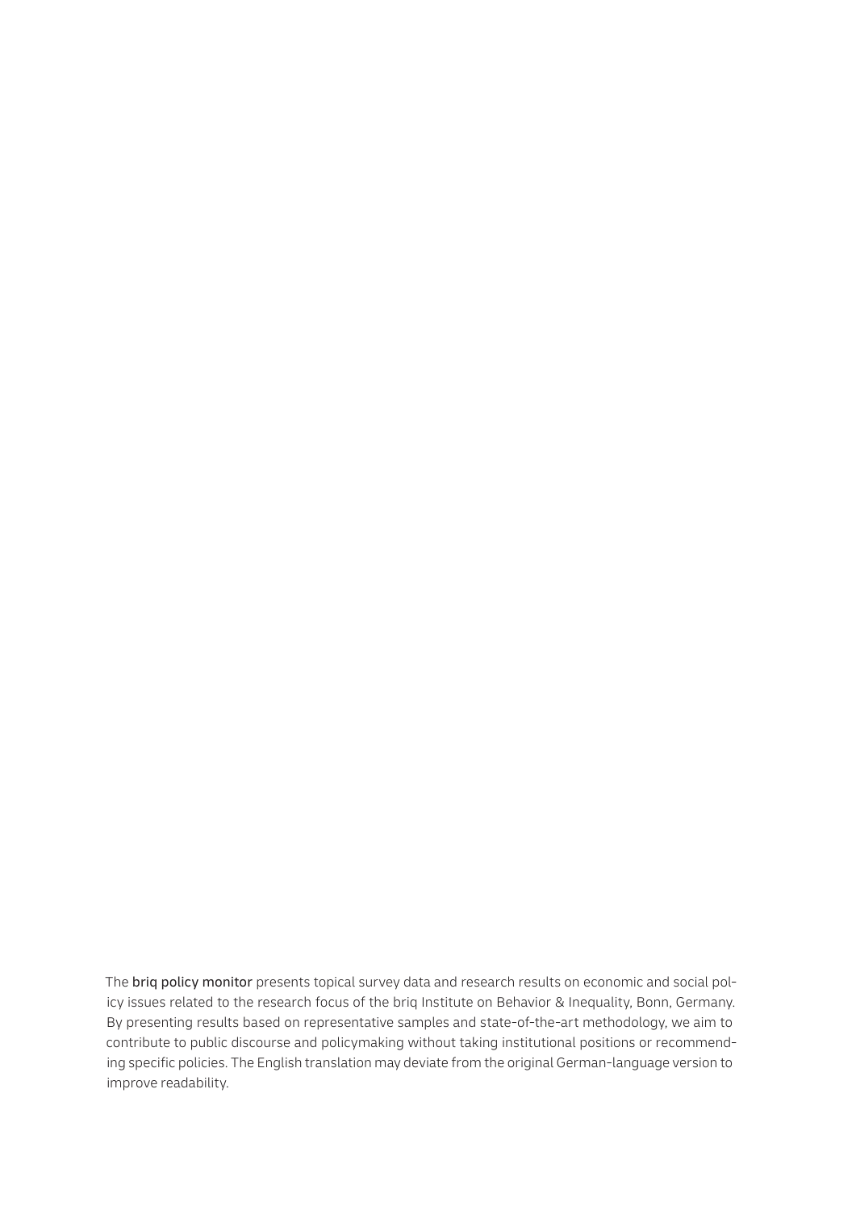The **briq policy monitor** presents topical survey data and research results on economic and social policy issues related to the research focus of the briq Institute on Behavior & Inequality, Bonn, Germany. By presenting results based on representative samples and state-of-the-art methodology, we aim to contribute to public discourse and policymaking without taking institutional positions or recommending specific policies. The English translation may deviate from the original German-language version to improve readability.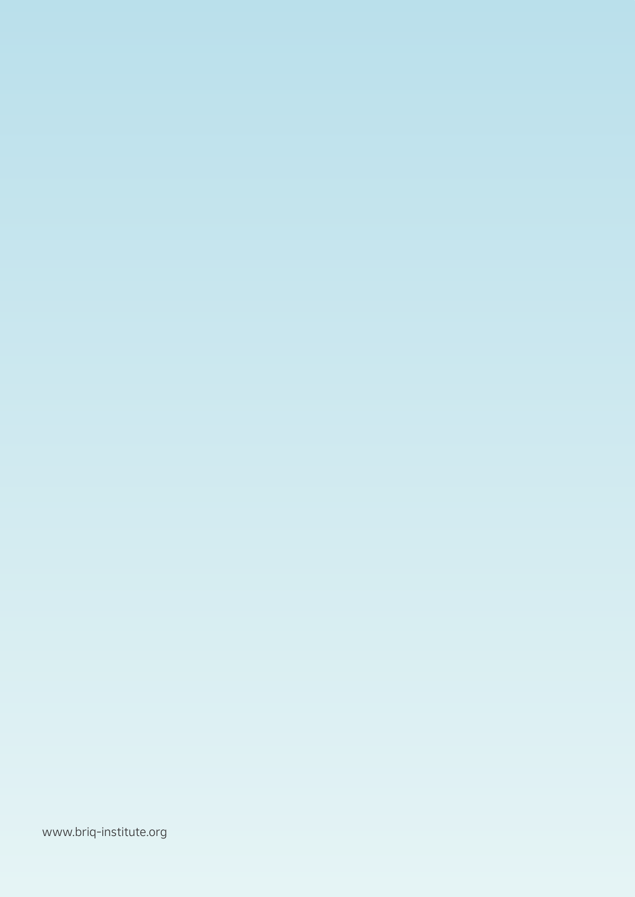www.briq-institute.org